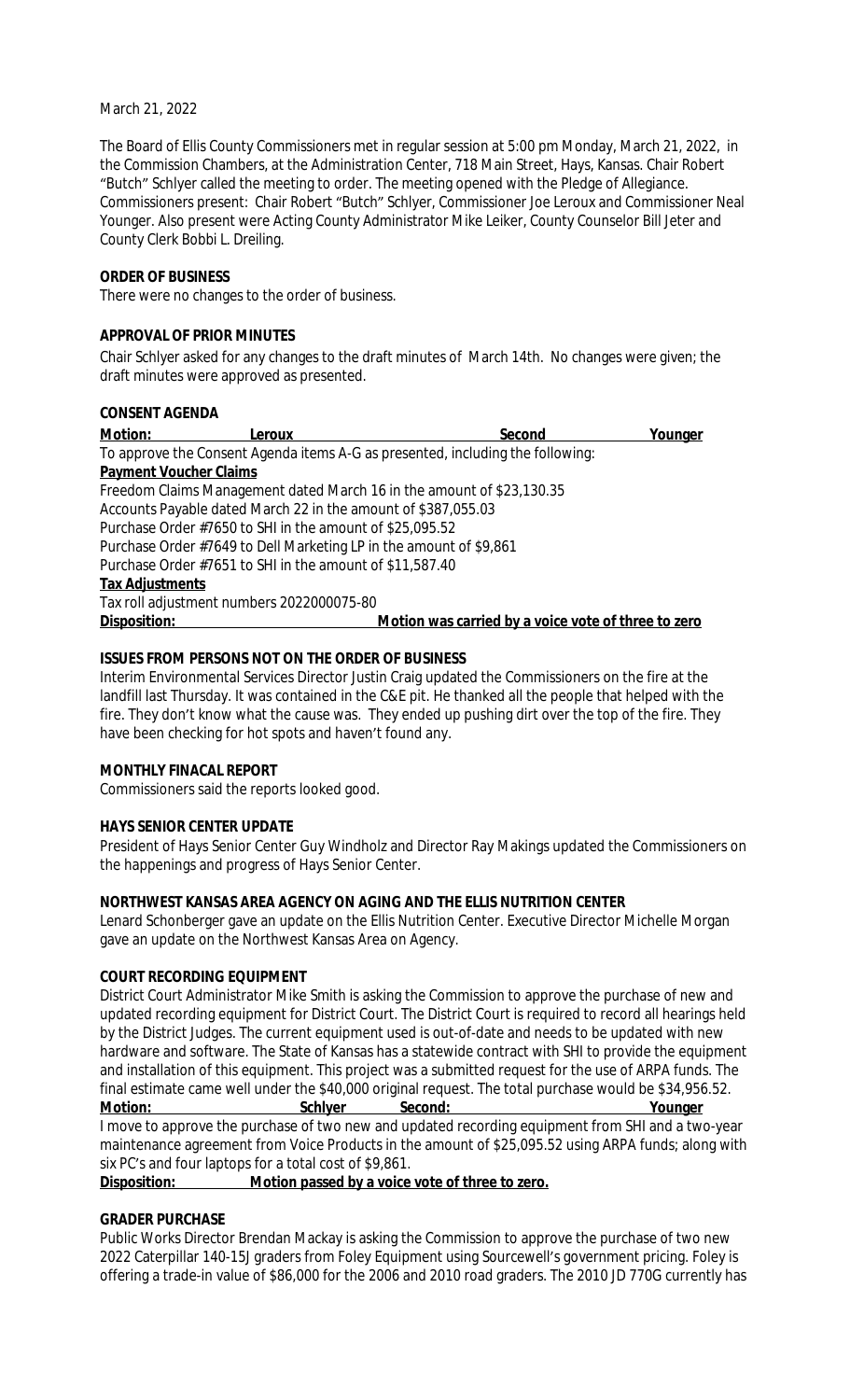March 21, 2022

The Board of Ellis County Commissioners met in regular session at 5:00 pm Monday, March 21, 2022, in the Commission Chambers, at the Administration Center, 718 Main Street, Hays, Kansas. Chair Robert "Butch" Schlyer called the meeting to order. The meeting opened with the Pledge of Allegiance. Commissioners present: Chair Robert "Butch" Schlyer, Commissioner Joe Leroux and Commissioner Neal Younger. Also present were Acting County Administrator Mike Leiker, County Counselor Bill Jeter and County Clerk Bobbi L. Dreiling.

**ORDER OF BUSINESS**

There were no changes to the order of business.

**APPROVAL OF PRIOR MINUTES**

Chair Schlyer asked for any changes to the draft minutes of March 14th. No changes were given; the draft minutes were approved as presented.

**CONSENT AGENDA**

**Motion:** Leroux **Second** Younger

To approve the Consent Agenda items A-G as presented, including the following:

**Payment Voucher Claims**

Freedom Claims Management dated March 16 in the amount of $23,130.35
Accounts Payable dated March 22 in the amount of $387,055.03
Purchase Order #7650 to SHI in the amount of $25,095.52
Purchase Order #7649 to Dell Marketing LP in the amount of $9,861
Purchase Order #7651 to SHI in the amount of $11,587.40

**Tax Adjustments**

Tax roll adjustment numbers 2022000075-80

**Disposition:** **Motion was carried by a voice vote of three to zero**

**ISSUES FROM PERSONS NOT ON THE ORDER OF BUSINESS**

Interim Environmental Services Director Justin Craig updated the Commissioners on the fire at the landfill last Thursday. It was contained in the C&E pit. He thanked all the people that helped with the fire. They don't know what the cause was. They ended up pushing dirt over the top of the fire. They have been checking for hot spots and haven't found any.

**MONTHLY FINACAL REPORT**

Commissioners said the reports looked good.

**HAYS SENIOR CENTER UPDATE**

President of Hays Senior Center Guy Windholz and Director Ray Makings updated the Commissioners on the happenings and progress of Hays Senior Center.

**NORTHWEST KANSAS AREA AGENCY ON AGING AND THE ELLIS NUTRITION CENTER**

Lenard Schonberger gave an update on the Ellis Nutrition Center. Executive Director Michelle Morgan gave an update on the Northwest Kansas Area on Agency.

**COURT RECORDING EQUIPMENT**

District Court Administrator Mike Smith is asking the Commission to approve the purchase of new and updated recording equipment for District Court. The District Court is required to record all hearings held by the District Judges. The current equipment used is out-of-date and needs to be updated with new hardware and software. The State of Kansas has a statewide contract with SHI to provide the equipment and installation of this equipment. This project was a submitted request for the use of ARPA funds. The final estimate came well under the $40,000 original request. The total purchase would be $34,956.52.

**Motion:** Schlyer **Second:** Younger

I move to approve the purchase of two new and updated recording equipment from SHI and a two-year maintenance agreement from Voice Products in the amount of $25,095.52 using ARPA funds; along with six PC's and four laptops for a total cost of $9,861.

**Disposition:** **Motion passed by a voice vote of three to zero.**

**GRADER PURCHASE**

Public Works Director Brendan Mackay is asking the Commission to approve the purchase of two new 2022 Caterpillar 140-15J graders from Foley Equipment using Sourcewell's government pricing. Foley is offering a trade-in value of $86,000 for the 2006 and 2010 road graders. The 2010 JD 770G currently has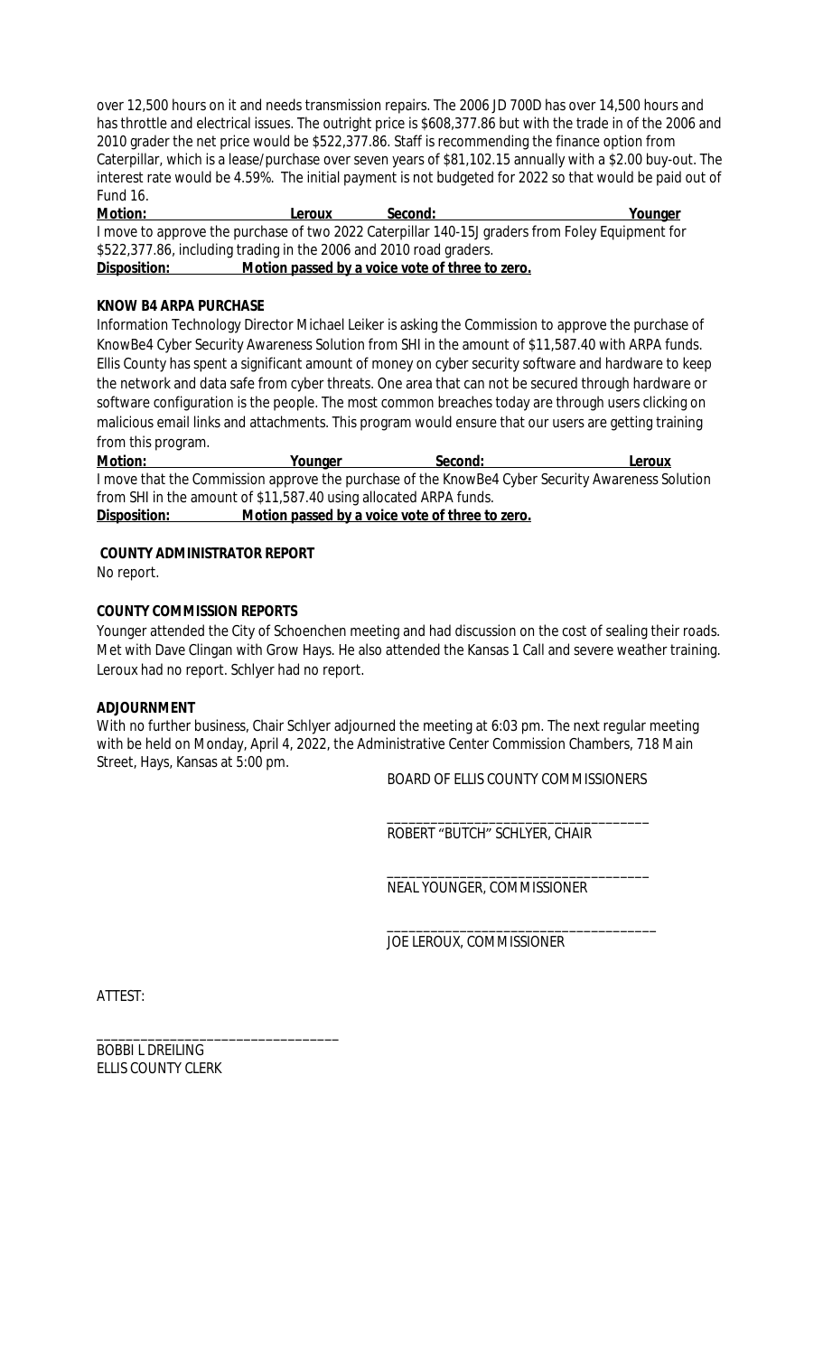over 12,500 hours on it and needs transmission repairs. The 2006 JD 700D has over 14,500 hours and has throttle and electrical issues. The outright price is $608,377.86 but with the trade in of the 2006 and 2010 grader the net price would be $522,377.86. Staff is recommending the finance option from Caterpillar, which is a lease/purchase over seven years of $81,102.15 annually with a $2.00 buy-out. The interest rate would be 4.59%. The initial payment is not budgeted for 2022 so that would be paid out of Fund 16.

**Motion:** **Leroux** **Second:** **Younger**

I move to approve the purchase of two 2022 Caterpillar 140-15J graders from Foley Equipment for $522,377.86, including trading in the 2006 and 2010 road graders.

**Disposition:** **Motion passed by a voice vote of three to zero.**

**KNOW B4 ARPA PURCHASE**

Information Technology Director Michael Leiker is asking the Commission to approve the purchase of KnowBe4 Cyber Security Awareness Solution from SHI in the amount of $11,587.40 with ARPA funds. Ellis County has spent a significant amount of money on cyber security software and hardware to keep the network and data safe from cyber threats. One area that can not be secured through hardware or software configuration is the people. The most common breaches today are through users clicking on malicious email links and attachments. This program would ensure that our users are getting training from this program.

**Motion:** **Younger** **Second:** **Leroux**

I move that the Commission approve the purchase of the KnowBe4 Cyber Security Awareness Solution from SHI in the amount of $11,587.40 using allocated ARPA funds.

**Disposition:** **Motion passed by a voice vote of three to zero.**

**COUNTY ADMINISTRATOR REPORT**

No report.

**COUNTY COMMISSION REPORTS**

Younger attended the City of Schoenchen meeting and had discussion on the cost of sealing their roads. Met with Dave Clingan with Grow Hays. He also attended the Kansas 1 Call and severe weather training. Leroux had no report. Schlyer had no report.

**ADJOURNMENT**

With no further business, Chair Schlyer adjourned the meeting at 6:03 pm. The next regular meeting with be held on Monday, April 4, 2022, the Administrative Center Commission Chambers, 718 Main Street, Hays, Kansas at 5:00 pm.

BOARD OF ELLIS COUNTY COMMISSIONERS

\_\_\_\_\_\_\_\_\_\_\_\_\_\_\_\_\_\_\_\_\_\_\_\_\_\_\_\_\_\_\_\_\_\_\_
ROBERT "BUTCH" SCHLYER, CHAIR

\_\_\_\_\_\_\_\_\_\_\_\_\_\_\_\_\_\_\_\_\_\_\_\_\_\_\_\_\_\_\_\_\_\_\_
NEAL YOUNGER, COMMISSIONER

\_\_\_\_\_\_\_\_\_\_\_\_\_\_\_\_\_\_\_\_\_\_\_\_\_\_\_\_\_\_\_\_\_\_\_
JOE LEROUX, COMMISSIONER

ATTEST:

\_\_\_\_\_\_\_\_\_\_\_\_\_\_\_\_\_\_\_\_\_\_\_\_\_\_\_\_\_\_\_\_\_\_\_
BOBBI L DREILING
ELLIS COUNTY CLERK